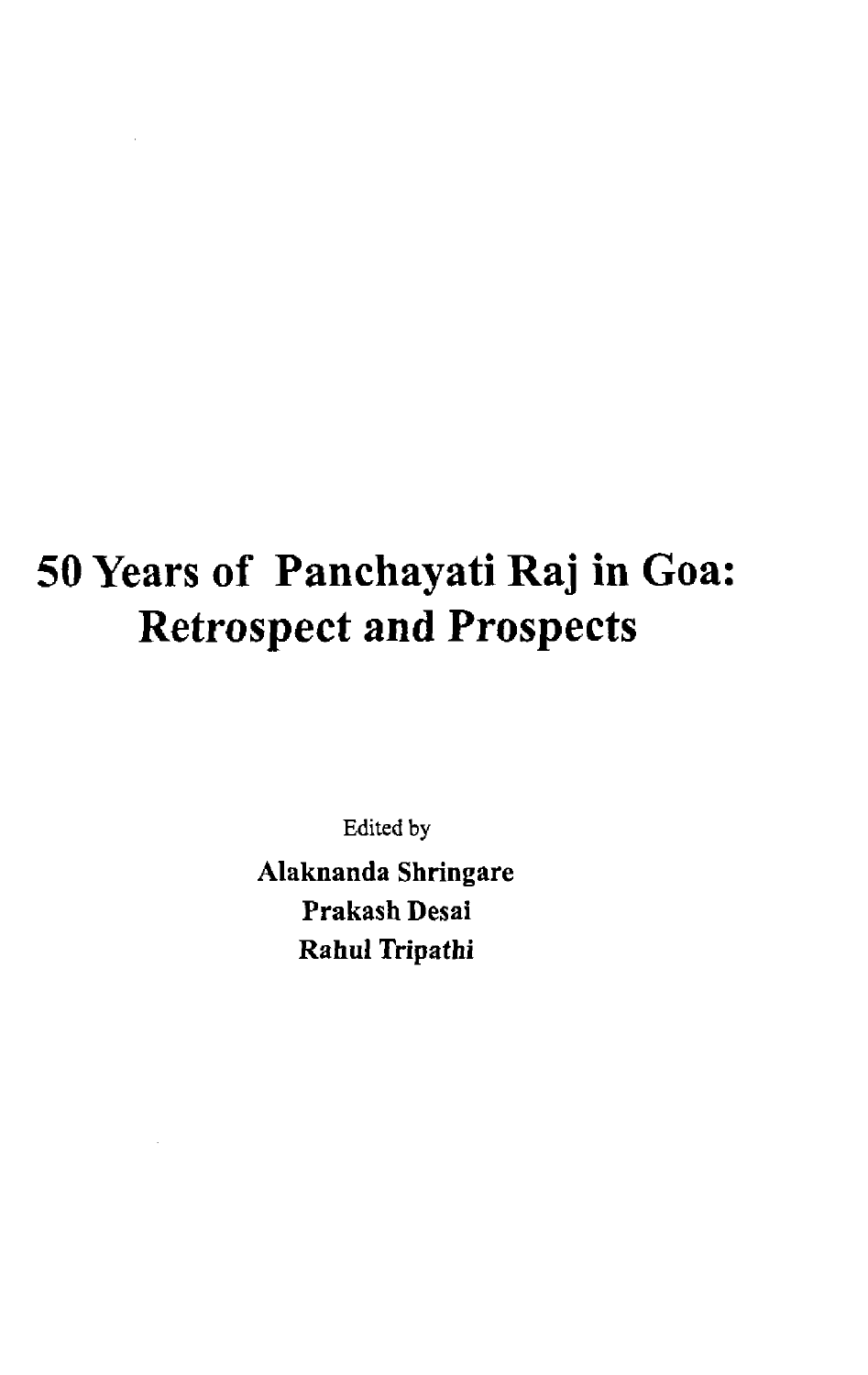# 50 Years of Panchayati Raj in Goa: Retrospect and Prospects

Edited by

**Alaknanda Shringare**
**Prakash Desai**
**Rahul Tripathi**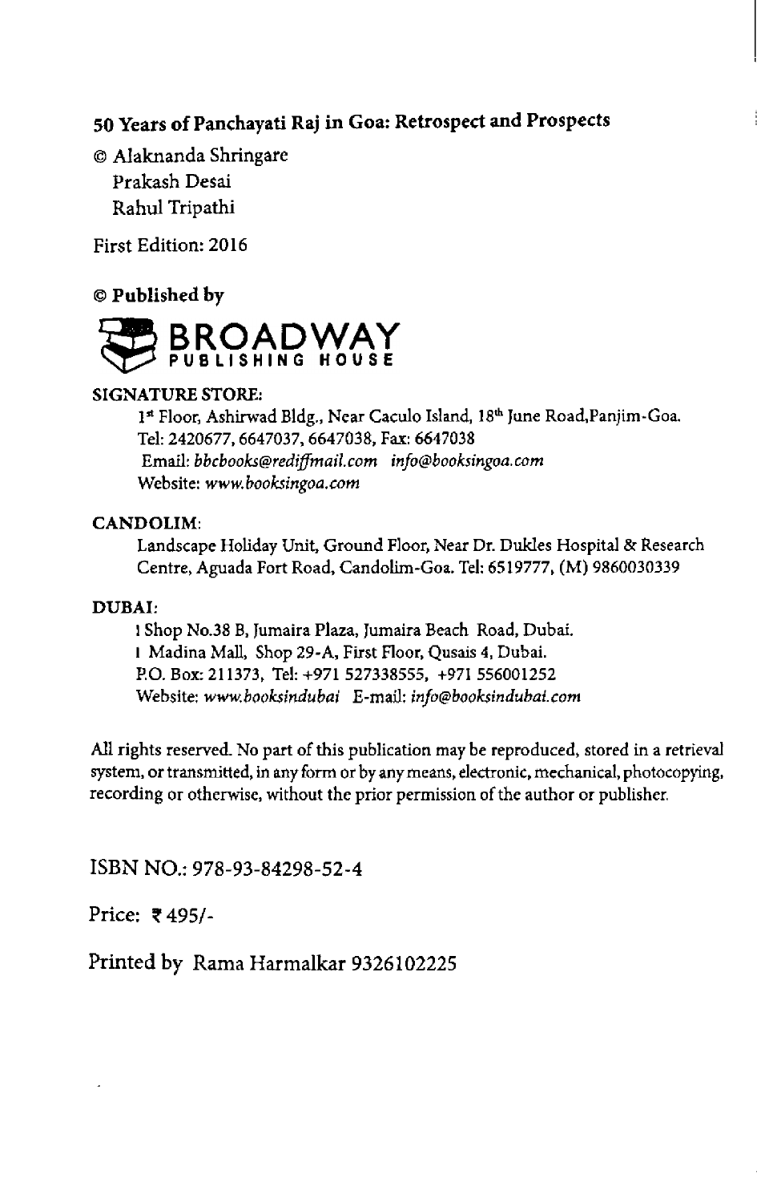**50 Years of Panchayati Raj in Goa: Retrospect and Prospects**

© Alaknanda Shringare
Prakash Desai
Rahul Tripathi

First Edition: 2016

**© Published by**

BROADWAY
PUBLISHING HOUSE

**SIGNATURE STORE:**

1st Floor, Ashirwad Bldg., Near Caculo Island, 18th June Road,Panjim-Goa.
Tel: 2420677, 6647037, 6647038, Fax: 6647038
Email: *bbcbooks@rediffmail.com* *info@booksingoa.com*
Website: *www.booksingoa.com*

**CANDOLIM:**

Landscape Holiday Unit, Ground Floor, Near Dr. Dukles Hospital & Research Centre, Aguada Fort Road, Candolim-Goa. Tel: 6519777, (M) 9860030339

**DUBAI:**

I Shop No.38 B, Jumaira Plaza, Jumaira Beach Road, Dubai.
I Madina Mall, Shop 29-A, First Floor, Qusais 4, Dubai.
P.O. Box: 211373, Tel: +971 527338555, +971 556001252
Website: *www.booksindubai* E-mail: *info@booksindubai.com*

All rights reserved. No part of this publication may be reproduced, stored in a retrieval system, or transmitted, in any form or by any means, electronic, mechanical, photocopying, recording or otherwise, without the prior permission of the author or publisher.

ISBN NO.: 978-93-84298-52-4

Price: ₹495/-

Printed by Rama Harmalkar 9326102225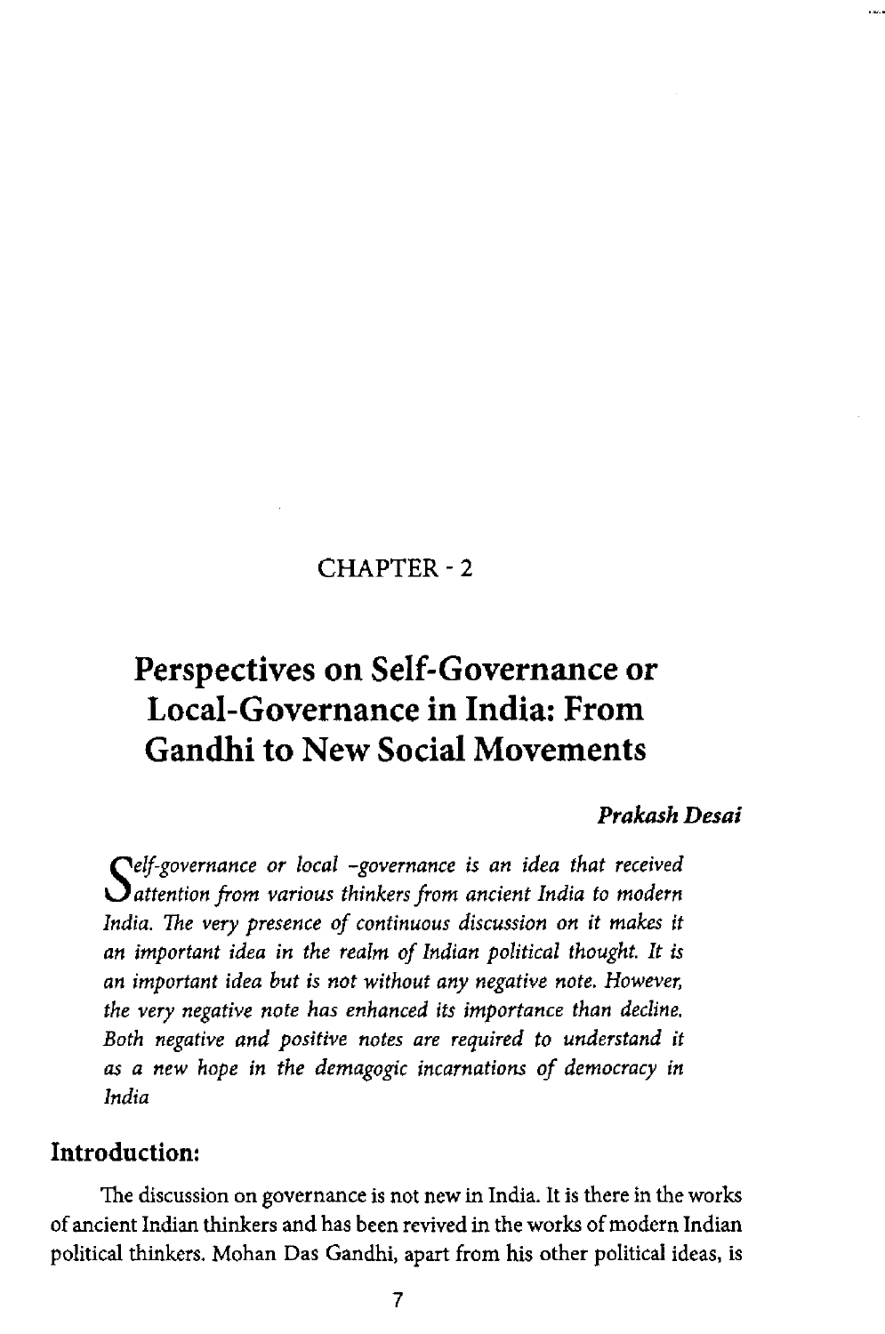CHAPTER - 2

# Perspectives on Self-Governance or Local-Governance in India: From Gandhi to New Social Movements

***Prakash Desai***

*Self-governance or local -governance is an idea that received attention from various thinkers from ancient India to modern India. The very presence of continuous discussion on it makes it an important idea in the realm of Indian political thought. It is an important idea but is not without any negative note. However, the very negative note has enhanced its importance than decline. Both negative and positive notes are required to understand it as a new hope in the demagogic incarnations of democracy in India*

## Introduction:

The discussion on governance is not new in India. It is there in the works of ancient Indian thinkers and has been revived in the works of modern Indian political thinkers. Mohan Das Gandhi, apart from his other political ideas, is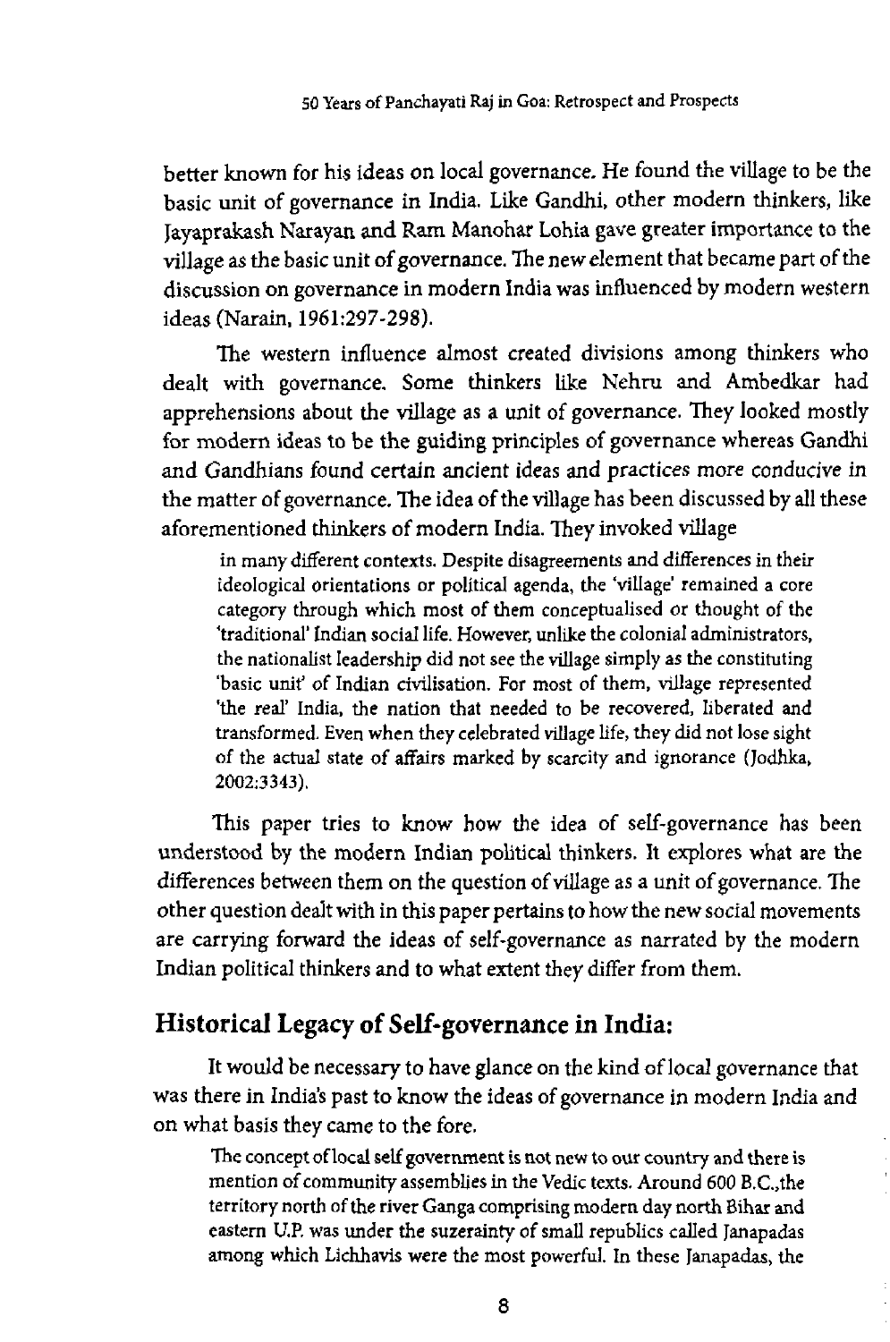better known for his ideas on local governance. He found the village to be the basic unit of governance in India. Like Gandhi, other modern thinkers, like Jayaprakash Narayan and Ram Manohar Lohia gave greater importance to the village as the basic unit of governance. The new element that became part of the discussion on governance in modern India was influenced by modern western ideas (Narain, 1961:297-298).

The western influence almost created divisions among thinkers who dealt with governance. Some thinkers like Nehru and Ambedkar had apprehensions about the village as a unit of governance. They looked mostly for modern ideas to be the guiding principles of governance whereas Gandhi and Gandhians found certain ancient ideas and practices more conducive in the matter of governance. The idea of the village has been discussed by all these aforementioned thinkers of modern India. They invoked village

> in many different contexts. Despite disagreements and differences in their ideological orientations or political agenda, the 'village' remained a core category through which most of them conceptualised or thought of the 'traditional' Indian social life. However, unlike the colonial administrators, the nationalist leadership did not see the village simply as the constituting 'basic unit' of Indian civilisation. For most of them, village represented 'the real' India, the nation that needed to be recovered, liberated and transformed. Even when they celebrated village life, they did not lose sight of the actual state of affairs marked by scarcity and ignorance (Jodhka, 2002:3343).

This paper tries to know how the idea of self-governance has been understood by the modern Indian political thinkers. It explores what are the differences between them on the question of village as a unit of governance. The other question dealt with in this paper pertains to how the new social movements are carrying forward the ideas of self-governance as narrated by the modern Indian political thinkers and to what extent they differ from them.

## Historical Legacy of Self-governance in India:

It would be necessary to have glance on the kind of local governance that was there in India's past to know the ideas of governance in modern India and on what basis they came to the fore.

> The concept of local self government is not new to our country and there is mention of community assemblies in the Vedic texts. Around 600 B.C.,the territory north of the river Ganga comprising modern day north Bihar and eastern U.P. was under the suzerainty of small republics called Janapadas among which Lichhavis were the most powerful. In these Janapadas, the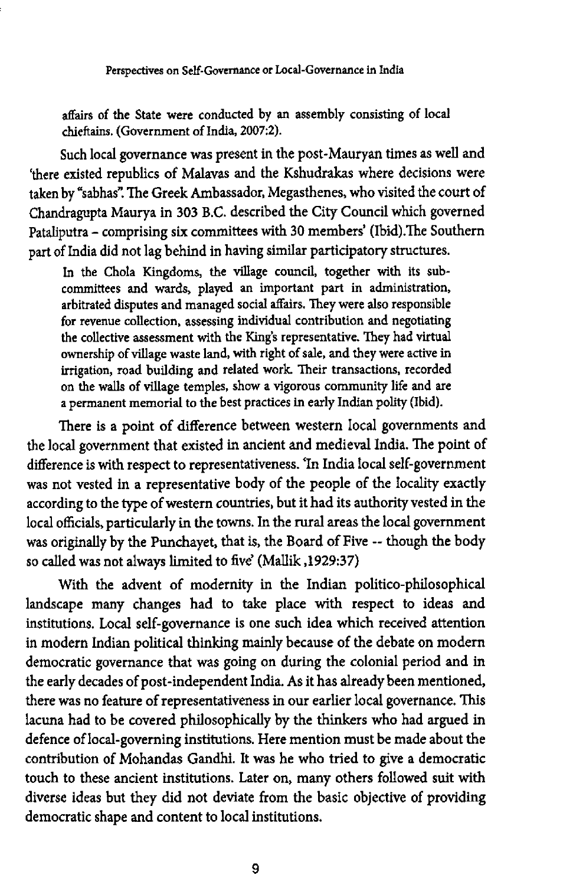affairs of the State were conducted by an assembly consisting of local chieftains. (Government of India, 2007:2).

Such local governance was present in the post-Mauryan times as well and 'there existed republics of Malavas and the Kshudrakas where decisions were taken by "sabhas". The Greek Ambassador, Megasthenes, who visited the court of Chandragupta Maurya in 303 B.C. described the City Council which governed Pataliputra – comprising six committees with 30 members' (Ibid).The Southern part of India did not lag behind in having similar participatory structures.

> In the Chola Kingdoms, the village council, together with its sub-committees and wards, played an important part in administration, arbitrated disputes and managed social affairs. They were also responsible for revenue collection, assessing individual contribution and negotiating the collective assessment with the King's representative. They had virtual ownership of village waste land, with right of sale, and they were active in irrigation, road building and related work. Their transactions, recorded on the walls of village temples, show a vigorous community life and are a permanent memorial to the best practices in early Indian polity (Ibid).

There is a point of difference between western local governments and the local government that existed in ancient and medieval India. The point of difference is with respect to representativeness. 'In India local self-government was not vested in a representative body of the people of the locality exactly according to the type of western countries, but it had its authority vested in the local officials, particularly in the towns. In the rural areas the local government was originally by the Punchayet, that is, the Board of Five -- though the body so called was not always limited to five' (Mallik ,1929:37)

With the advent of modernity in the Indian politico-philosophical landscape many changes had to take place with respect to ideas and institutions. Local self-governance is one such idea which received attention in modern Indian political thinking mainly because of the debate on modern democratic governance that was going on during the colonial period and in the early decades of post-independent India. As it has already been mentioned, there was no feature of representativeness in our earlier local governance. This lacuna had to be covered philosophically by the thinkers who had argued in defence of local-governing institutions. Here mention must be made about the contribution of Mohandas Gandhi. It was he who tried to give a democratic touch to these ancient institutions. Later on, many others followed suit with diverse ideas but they did not deviate from the basic objective of providing democratic shape and content to local institutions.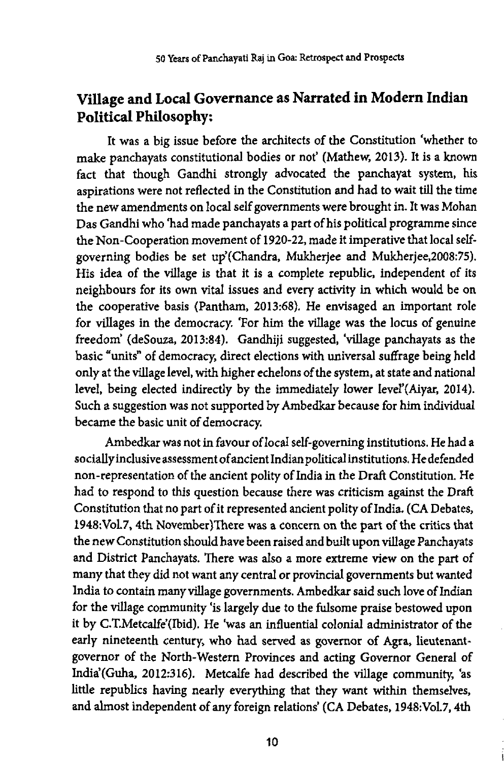## Village and Local Governance as Narrated in Modern Indian Political Philosophy:

It was a big issue before the architects of the Constitution 'whether to make panchayats constitutional bodies or not' (Mathew, 2013). It is a known fact that though Gandhi strongly advocated the panchayat system, his aspirations were not reflected in the Constitution and had to wait till the time the new amendments on local self governments were brought in. It was Mohan Das Gandhi who 'had made panchayats a part of his political programme since the Non-Cooperation movement of 1920-22, made it imperative that local self-governing bodies be set up'(Chandra, Mukherjee and Mukherjee,2008:75). His idea of the village is that it is a complete republic, independent of its neighbours for its own vital issues and every activity in which would be on the cooperative basis (Pantham, 2013:68). He envisaged an important role for villages in the democracy. 'For him the village was the locus of genuine freedom' (deSouza, 2013:84). Gandhiji suggested, 'village panchayats as the basic "units" of democracy, direct elections with universal suffrage being held only at the village level, with higher echelons of the system, at state and national level, being elected indirectly by the immediately lower level'(Aiyar, 2014). Such a suggestion was not supported by Ambedkar because for him individual became the basic unit of democracy.

Ambedkar was not in favour of local self-governing institutions. He had a socially inclusive assessment of ancient Indian political institutions. He defended non-representation of the ancient polity of India in the Draft Constitution. He had to respond to this question because there was criticism against the Draft Constitution that no part of it represented ancient polity of India. (CA Debates, 1948:Vol.7, 4th November)There was a concern on the part of the critics that the new Constitution should have been raised and built upon village Panchayats and District Panchayats. There was also a more extreme view on the part of many that they did not want any central or provincial governments but wanted India to contain many village governments. Ambedkar said such love of Indian for the village community 'is largely due to the fulsome praise bestowed upon it by C.T.Metcalfe'(Ibid). He 'was an influential colonial administrator of the early nineteenth century, who had served as governor of Agra, lieutenant-governor of the North-Western Provinces and acting Governor General of India'(Guha, 2012:316). Metcalfe had described the village community, 'as little republics having nearly everything that they want within themselves, and almost independent of any foreign relations' (CA Debates, 1948:Vol.7, 4th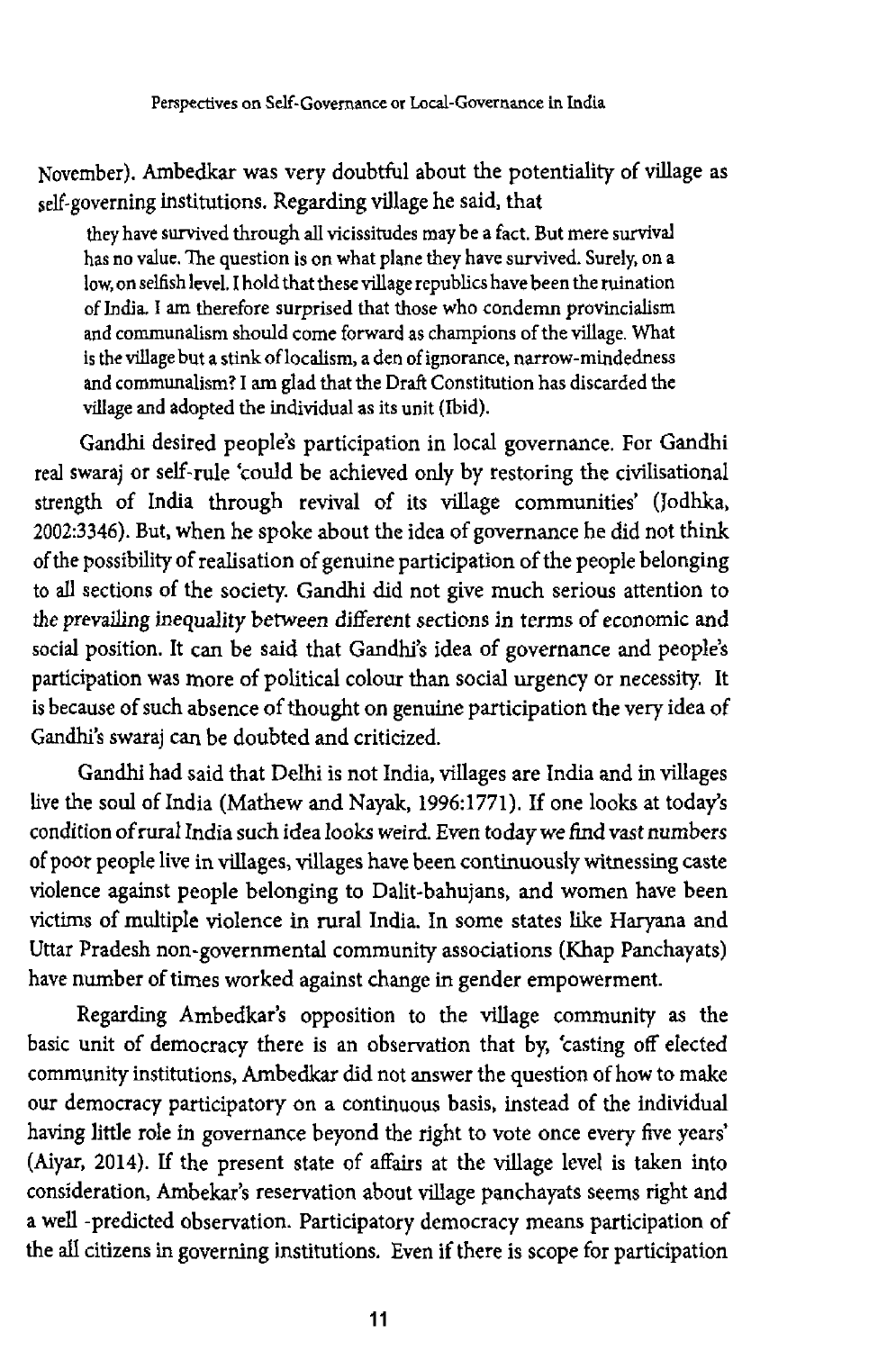November). Ambedkar was very doubtful about the potentiality of village as self-governing institutions. Regarding village he said, that

> they have survived through all vicissitudes may be a fact. But mere survival has no value. The question is on what plane they have survived. Surely, on a low, on selfish level. I hold that these village republics have been the ruination of India. I am therefore surprised that those who condemn provincialism and communalism should come forward as champions of the village. What is the village but a stink of localism, a den of ignorance, narrow-mindedness and communalism? I am glad that the Draft Constitution has discarded the village and adopted the individual as its unit (Ibid).

Gandhi desired people's participation in local governance. For Gandhi real swaraj or self-rule 'could be achieved only by restoring the civilisational strength of India through revival of its village communities' (Jodhka, 2002:3346). But, when he spoke about the idea of governance he did not think of the possibility of realisation of genuine participation of the people belonging to all sections of the society. Gandhi did not give much serious attention to the prevailing inequality between different sections in terms of economic and social position. It can be said that Gandhi's idea of governance and people's participation was more of political colour than social urgency or necessity. It is because of such absence of thought on genuine participation the very idea of Gandhi's swaraj can be doubted and criticized.

Gandhi had said that Delhi is not India, villages are India and in villages live the soul of India (Mathew and Nayak, 1996:1771). If one looks at today's condition of rural India such idea looks weird. Even today we find vast numbers of poor people live in villages, villages have been continuously witnessing caste violence against people belonging to Dalit-bahujans, and women have been victims of multiple violence in rural India. In some states like Haryana and Uttar Pradesh non-governmental community associations (Khap Panchayats) have number of times worked against change in gender empowerment.

Regarding Ambedkar's opposition to the village community as the basic unit of democracy there is an observation that by, 'casting off elected community institutions, Ambedkar did not answer the question of how to make our democracy participatory on a continuous basis, instead of the individual having little role in governance beyond the right to vote once every five years' (Aiyar, 2014). If the present state of affairs at the village level is taken into consideration, Ambekar's reservation about village panchayats seems right and a well -predicted observation. Participatory democracy means participation of the all citizens in governing institutions. Even if there is scope for participation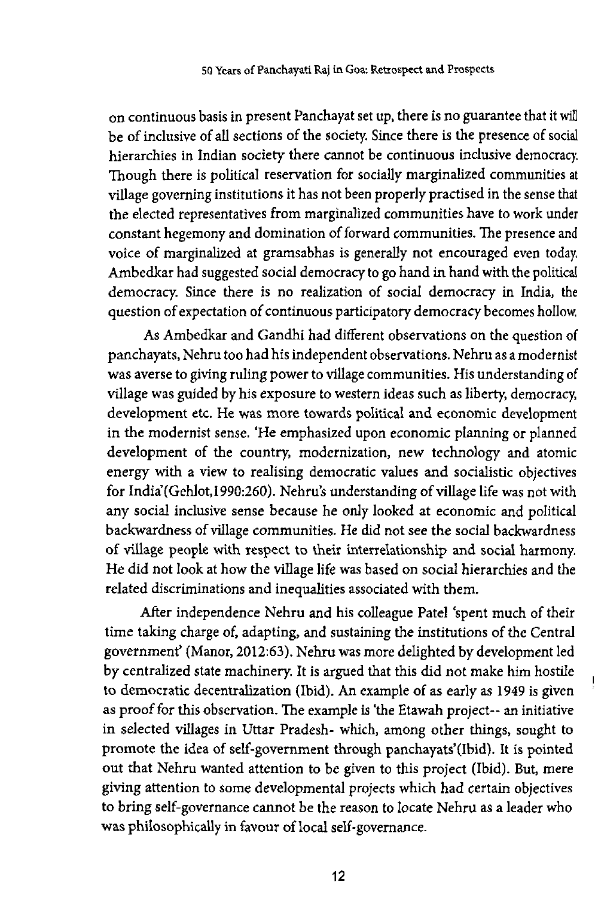on continuous basis in present Panchayat set up, there is no guarantee that it will be of inclusive of all sections of the society. Since there is the presence of social hierarchies in Indian society there cannot be continuous inclusive democracy. Though there is political reservation for socially marginalized communities at village governing institutions it has not been properly practised in the sense that the elected representatives from marginalized communities have to work under constant hegemony and domination of forward communities. The presence and voice of marginalized at gramsabhas is generally not encouraged even today. Ambedkar had suggested social democracy to go hand in hand with the political democracy. Since there is no realization of social democracy in India, the question of expectation of continuous participatory democracy becomes hollow.

As Ambedkar and Gandhi had different observations on the question of panchayats, Nehru too had his independent observations. Nehru as a modernist was averse to giving ruling power to village communities. His understanding of village was guided by his exposure to western ideas such as liberty, democracy, development etc. He was more towards political and economic development in the modernist sense. 'He emphasized upon economic planning or planned development of the country, modernization, new technology and atomic energy with a view to realising democratic values and socialistic objectives for India'(Gehlot,1990:260). Nehru's understanding of village life was not with any social inclusive sense because he only looked at economic and political backwardness of village communities. He did not see the social backwardness of village people with respect to their interrelationship and social harmony. He did not look at how the village life was based on social hierarchies and the related discriminations and inequalities associated with them.

After independence Nehru and his colleague Patel 'spent much of their time taking charge of, adapting, and sustaining the institutions of the Central government' (Manor, 2012:63). Nehru was more delighted by development led by centralized state machinery. It is argued that this did not make him hostile to democratic decentralization (Ibid). An example of as early as 1949 is given as proof for this observation. The example is 'the Etawah project-- an initiative in selected villages in Uttar Pradesh- which, among other things, sought to promote the idea of self-government through panchayats'(Ibid). It is pointed out that Nehru wanted attention to be given to this project (Ibid). But, mere giving attention to some developmental projects which had certain objectives to bring self-governance cannot be the reason to locate Nehru as a leader who was philosophically in favour of local self-governance.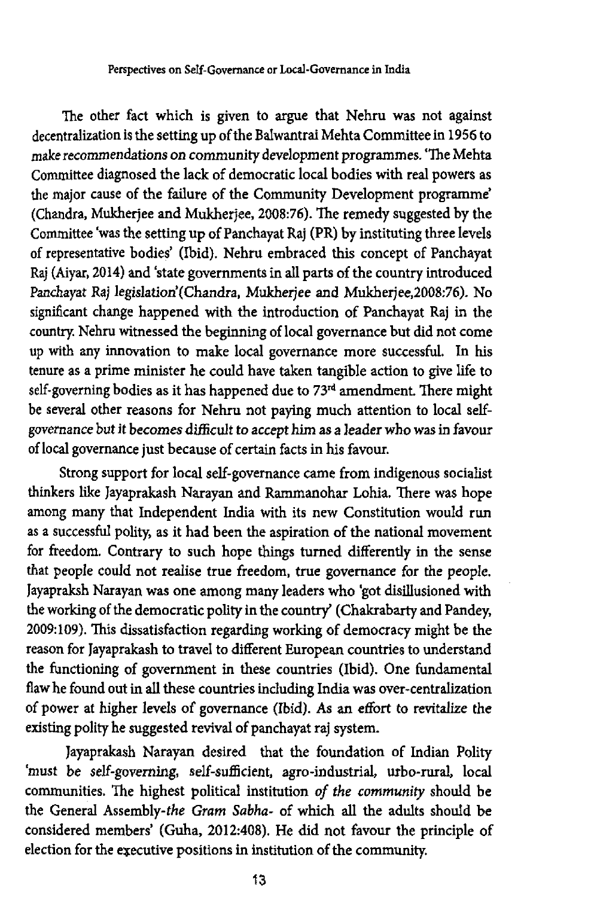The other fact which is given to argue that Nehru was not against decentralization is the setting up of the Balwantrai Mehta Committee in 1956 to make recommendations on community development programmes. 'The Mehta Committee diagnosed the lack of democratic local bodies with real powers as the major cause of the failure of the Community Development programme' (Chandra, Mukherjee and Mukherjee, 2008:76). The remedy suggested by the Committee 'was the setting up of Panchayat Raj (PR) by instituting three levels of representative bodies' (Ibid). Nehru embraced this concept of Panchayat Raj (Aiyar, 2014) and 'state governments in all parts of the country introduced Panchayat Raj legislation'(Chandra, Mukherjee and Mukherjee,2008:76). No significant change happened with the introduction of Panchayat Raj in the country. Nehru witnessed the beginning of local governance but did not come up with any innovation to make local governance more successful. In his tenure as a prime minister he could have taken tangible action to give life to self-governing bodies as it has happened due to 73rd amendment. There might be several other reasons for Nehru not paying much attention to local self-governance but it becomes difficult to accept him as a leader who was in favour of local governance just because of certain facts in his favour.

Strong support for local self-governance came from indigenous socialist thinkers like Jayaprakash Narayan and Rammanohar Lohia. There was hope among many that Independent India with its new Constitution would run as a successful polity, as it had been the aspiration of the national movement for freedom. Contrary to such hope things turned differently in the sense that people could not realise true freedom, true governance for the people. Jayapraksh Narayan was one among many leaders who 'got disillusioned with the working of the democratic polity in the country' (Chakrabarty and Pandey, 2009:109). This dissatisfaction regarding working of democracy might be the reason for Jayaprakash to travel to different European countries to understand the functioning of government in these countries (Ibid). One fundamental flaw he found out in all these countries including India was over-centralization of power at higher levels of governance (Ibid). As an effort to revitalize the existing polity he suggested revival of panchayat raj system.

Jayaprakash Narayan desired that the foundation of Indian Polity 'must be self-governing, self-sufficient, agro-industrial, urbo-rural, local communities. The highest political institution *of the community* should be the General Assembly-*the Gram Sabha*- of which all the adults should be considered members' (Guha, 2012:408). He did not favour the principle of election for the executive positions in institution of the community.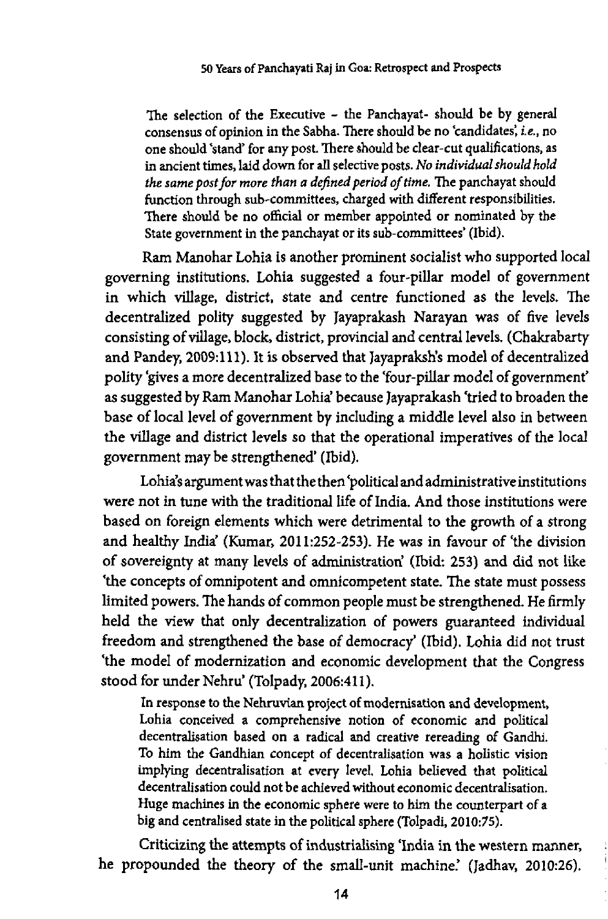The selection of the Executive - the Panchayat- should be by general consensus of opinion in the Sabha. There should be no 'candidates', *i.e.*, no one should 'stand' for any post. There should be clear-cut qualifications, as in ancient times, laid down for all selective posts. *No individual should hold the same post for more than a defined period of time.* The panchayat should function through sub-committees, charged with different responsibilities. There should be no official or member appointed or nominated by the State government in the panchayat or its sub-committees' (Ibid).

Ram Manohar Lohia is another prominent socialist who supported local governing institutions. Lohia suggested a four-pillar model of government in which village, district, state and centre functioned as the levels. The decentralized polity suggested by Jayaprakash Narayan was of five levels consisting of village, block, district, provincial and central levels. (Chakrabarty and Pandey, 2009:111). It is observed that Jayapraksh's model of decentralized polity 'gives a more decentralized base to the 'four-pillar model of government' as suggested by Ram Manohar Lohia' because Jayaprakash 'tried to broaden the base of local level of government by including a middle level also in between the village and district levels so that the operational imperatives of the local government may be strengthened' (Ibid).

Lohia's argument was that the then 'political and administrative institutions were not in tune with the traditional life of India. And those institutions were based on foreign elements which were detrimental to the growth of a strong and healthy India' (Kumar, 2011:252-253). He was in favour of 'the division of sovereignty at many levels of administration' (Ibid: 253) and did not like 'the concepts of omnipotent and omnicompetent state. The state must possess limited powers. The hands of common people must be strengthened. He firmly held the view that only decentralization of powers guaranteed individual freedom and strengthened the base of democracy' (Ibid). Lohia did not trust 'the model of modernization and economic development that the Congress stood for under Nehru' (Tolpady, 2006:411).

> In response to the Nehruvian project of modernisation and development, Lohia conceived a comprehensive notion of economic and political decentralisation based on a radical and creative rereading of Gandhi. To him the Gandhian concept of decentralisation was a holistic vision implying decentralisation at every level. Lohia believed that political decentralisation could not be achieved without economic decentralisation. Huge machines in the economic sphere were to him the counterpart of a big and centralised state in the political sphere (Tolpadi, 2010:75).

Criticizing the attempts of industrialising 'India in the western manner, he propounded the theory of the small-unit machine.' (Jadhav, 2010:26).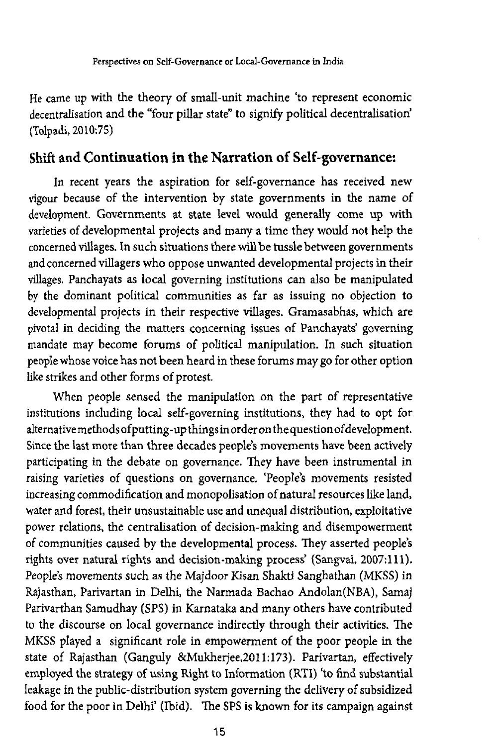He came up with the theory of small-unit machine 'to represent economic decentralisation and the "four pillar state" to signify political decentralisation' (Tolpadi, 2010:75)

## Shift and Continuation in the Narration of Self-governance:

In recent years the aspiration for self-governance has received new vigour because of the intervention by state governments in the name of development. Governments at state level would generally come up with varieties of developmental projects and many a time they would not help the concerned villages. In such situations there will be tussle between governments and concerned villagers who oppose unwanted developmental projects in their villages. Panchayats as local governing institutions can also be manipulated by the dominant political communities as far as issuing no objection to developmental projects in their respective villages. Gramasabhas, which are pivotal in deciding the matters concerning issues of Panchayats' governing mandate may become forums of political manipulation. In such situation people whose voice has not been heard in these forums may go for other option like strikes and other forms of protest.

When people sensed the manipulation on the part of representative institutions including local self-governing institutions, they had to opt for alternative methods of putting-up things in order on the question of development. Since the last more than three decades people's movements have been actively participating in the debate on governance. They have been instrumental in raising varieties of questions on governance. 'People's movements resisted increasing commodification and monopolisation of natural resources like land, water and forest, their unsustainable use and unequal distribution, exploitative power relations, the centralisation of decision-making and disempowerment of communities caused by the developmental process. They asserted people's rights over natural rights and decision-making process' (Sangvai, 2007:111). People's movements such as the Majdoor Kisan Shakti Sanghathan (MKSS) in Rajasthan, Parivartan in Delhi, the Narmada Bachao Andolan(NBA), Samaj Parivarthan Samudhay (SPS) in Karnataka and many others have contributed to the discourse on local governance indirectly through their activities. The MKSS played a significant role in empowerment of the poor people in the state of Rajasthan (Ganguly &Mukherjee,2011:173). Parivartan, effectively employed the strategy of using Right to Information (RTI) 'to find substantial leakage in the public-distribution system governing the delivery of subsidized food for the poor in Delhi' (Ibid). The SPS is known for its campaign against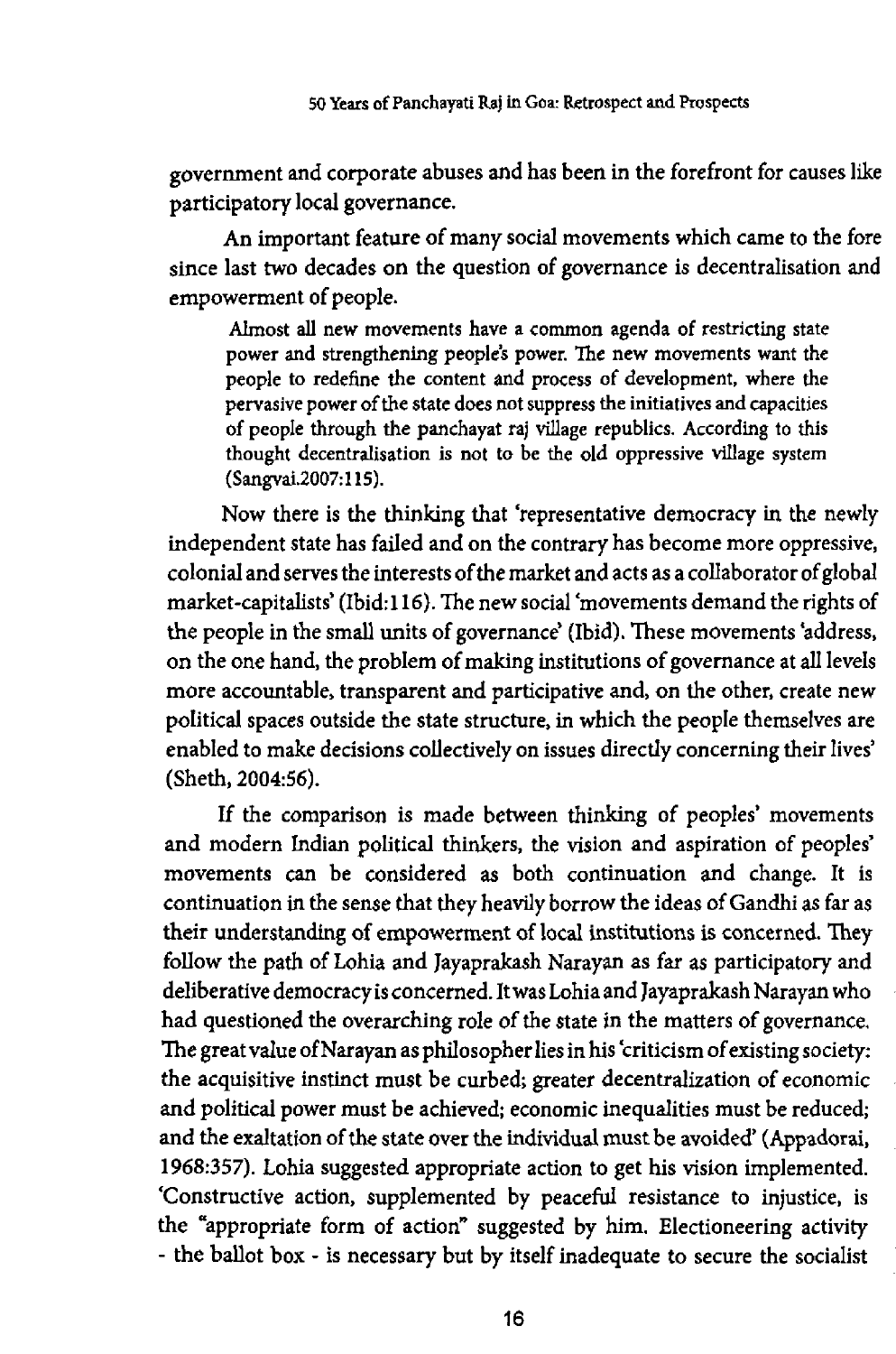government and corporate abuses and has been in the forefront for causes like participatory local governance.

An important feature of many social movements which came to the fore since last two decades on the question of governance is decentralisation and empowerment of people.

> Almost all new movements have a common agenda of restricting state power and strengthening people's power. The new movements want the people to redefine the content and process of development, where the pervasive power of the state does not suppress the initiatives and capacities of people through the panchayat raj village republics. According to this thought decentralisation is not to be the old oppressive village system (Sangvai.2007:115).

Now there is the thinking that 'representative democracy in the newly independent state has failed and on the contrary has become more oppressive, colonial and serves the interests of the market and acts as a collaborator of global market-capitalists' (Ibid:116). The new social 'movements demand the rights of the people in the small units of governance' (Ibid). These movements 'address, on the one hand, the problem of making institutions of governance at all levels more accountable, transparent and participative and, on the other, create new political spaces outside the state structure, in which the people themselves are enabled to make decisions collectively on issues directly concerning their lives' (Sheth, 2004:56).

If the comparison is made between thinking of peoples' movements and modern Indian political thinkers, the vision and aspiration of peoples' movements can be considered as both continuation and change. It is continuation in the sense that they heavily borrow the ideas of Gandhi as far as their understanding of empowerment of local institutions is concerned. They follow the path of Lohia and Jayaprakash Narayan as far as participatory and deliberative democracy is concerned. It was Lohia and Jayaprakash Narayan who had questioned the overarching role of the state in the matters of governance. The great value of Narayan as philosopher lies in his 'criticism of existing society: the acquisitive instinct must be curbed; greater decentralization of economic and political power must be achieved; economic inequalities must be reduced; and the exaltation of the state over the individual must be avoided' (Appadorai, 1968:357). Lohia suggested appropriate action to get his vision implemented. 'Constructive action, supplemented by peaceful resistance to injustice, is the "appropriate form of action" suggested by him. Electioneering activity - the ballot box - is necessary but by itself inadequate to secure the socialist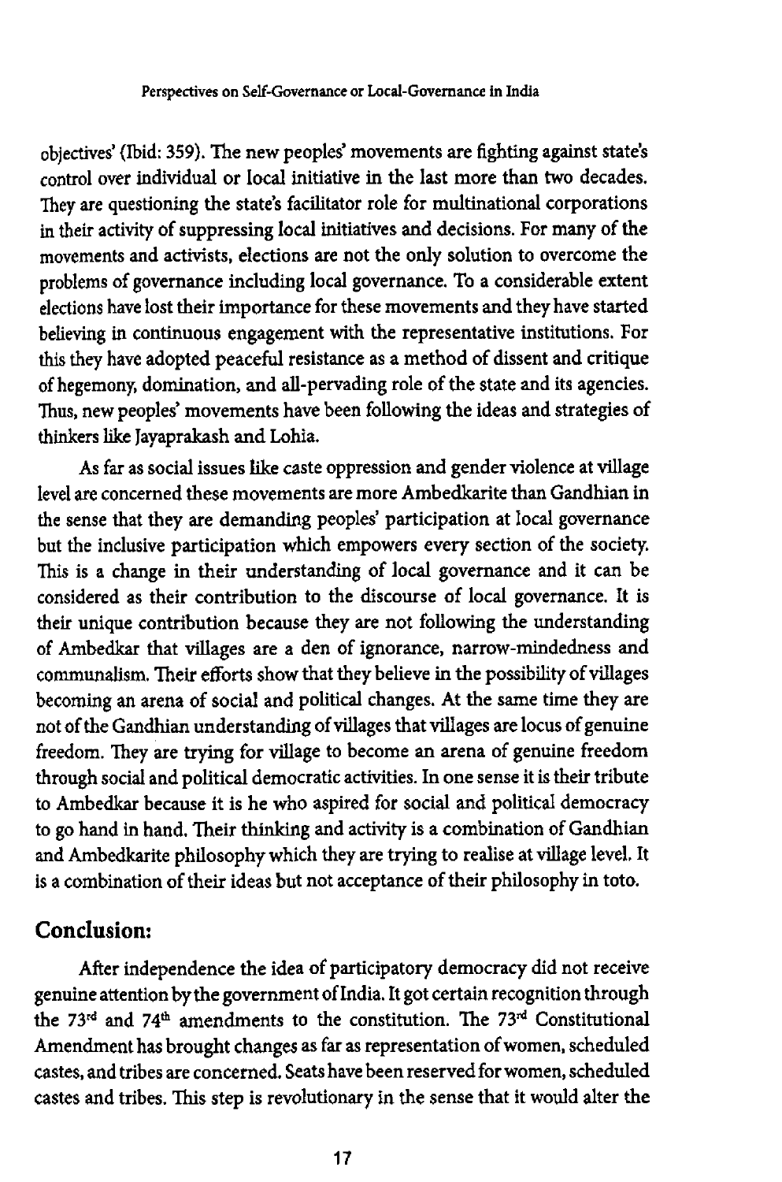objectives' (Ibid: 359). The new peoples' movements are fighting against state's control over individual or local initiative in the last more than two decades. They are questioning the state's facilitator role for multinational corporations in their activity of suppressing local initiatives and decisions. For many of the movements and activists, elections are not the only solution to overcome the problems of governance including local governance. To a considerable extent elections have lost their importance for these movements and they have started believing in continuous engagement with the representative institutions. For this they have adopted peaceful resistance as a method of dissent and critique of hegemony, domination, and all-pervading role of the state and its agencies. Thus, new peoples' movements have been following the ideas and strategies of thinkers like Jayaprakash and Lohia.

As far as social issues like caste oppression and gender violence at village level are concerned these movements are more Ambedkarite than Gandhian in the sense that they are demanding peoples' participation at local governance but the inclusive participation which empowers every section of the society. This is a change in their understanding of local governance and it can be considered as their contribution to the discourse of local governance. It is their unique contribution because they are not following the understanding of Ambedkar that villages are a den of ignorance, narrow-mindedness and communalism. Their efforts show that they believe in the possibility of villages becoming an arena of social and political changes. At the same time they are not of the Gandhian understanding of villages that villages are locus of genuine freedom. They are trying for village to become an arena of genuine freedom through social and political democratic activities. In one sense it is their tribute to Ambedkar because it is he who aspired for social and political democracy to go hand in hand. Their thinking and activity is a combination of Gandhian and Ambedkarite philosophy which they are trying to realise at village level. It is a combination of their ideas but not acceptance of their philosophy in toto.

## Conclusion:

After independence the idea of participatory democracy did not receive genuine attention by the government of India. It got certain recognition through the 73rd and 74th amendments to the constitution. The 73rd Constitutional Amendment has brought changes as far as representation of women, scheduled castes, and tribes are concerned. Seats have been reserved for women, scheduled castes and tribes. This step is revolutionary in the sense that it would alter the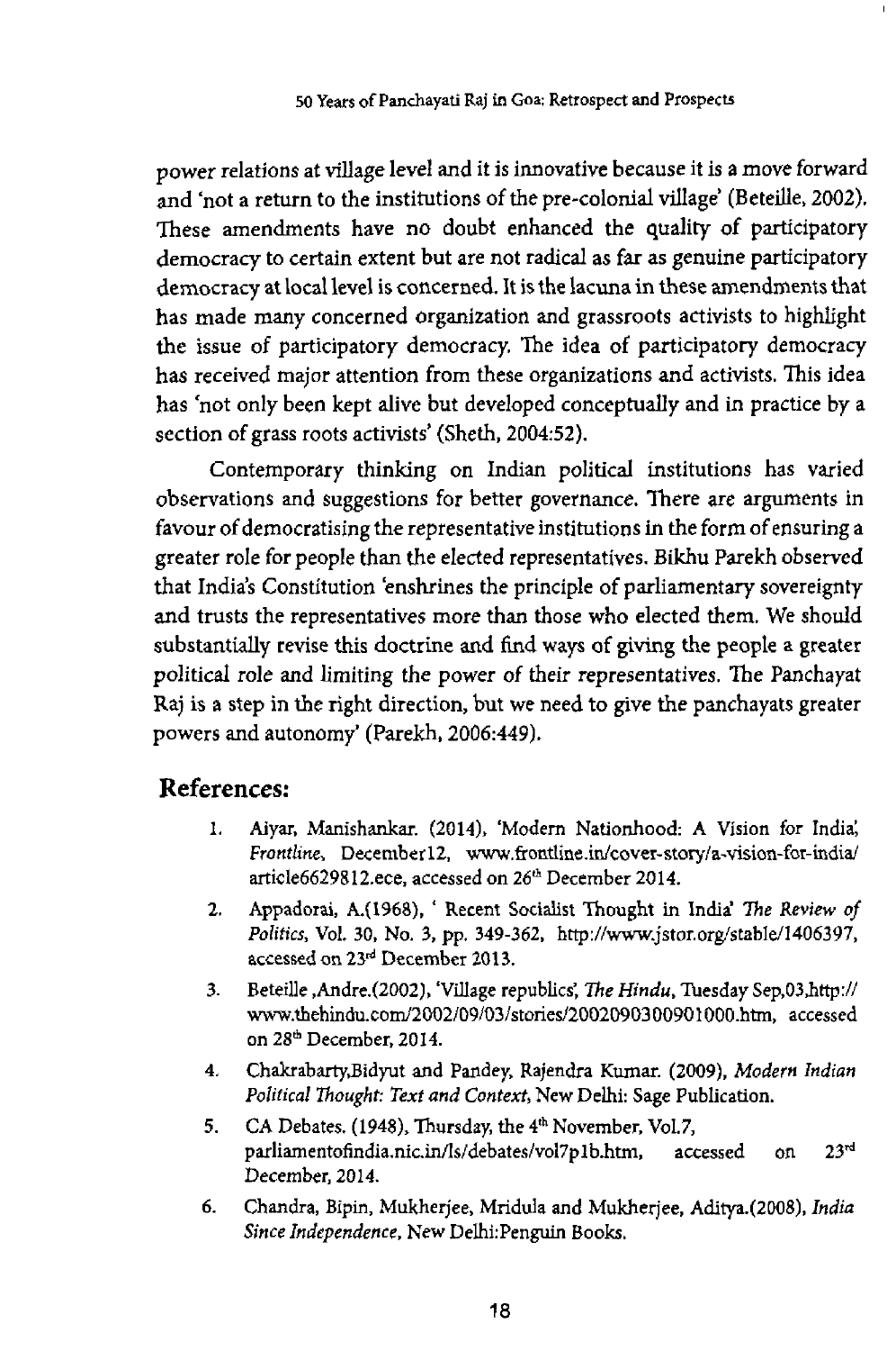power relations at village level and it is innovative because it is a move forward and 'not a return to the institutions of the pre-colonial village' (Beteille, 2002). These amendments have no doubt enhanced the quality of participatory democracy to certain extent but are not radical as far as genuine participatory democracy at local level is concerned. It is the lacuna in these amendments that has made many concerned organization and grassroots activists to highlight the issue of participatory democracy. The idea of participatory democracy has received major attention from these organizations and activists. This idea has 'not only been kept alive but developed conceptually and in practice by a section of grass roots activists' (Sheth, 2004:52).

Contemporary thinking on Indian political institutions has varied observations and suggestions for better governance. There are arguments in favour of democratising the representative institutions in the form of ensuring a greater role for people than the elected representatives. Bikhu Parekh observed that India's Constitution 'enshrines the principle of parliamentary sovereignty and trusts the representatives more than those who elected them. We should substantially revise this doctrine and find ways of giving the people a greater political role and limiting the power of their representatives. The Panchayat Raj is a step in the right direction, but we need to give the panchayats greater powers and autonomy' (Parekh, 2006:449).

## References:

1. Aiyar, Manishankar. (2014), 'Modern Nationhood: A Vision for India', *Frontline*, December12, www.frontline.in/cover-story/a-vision-for-india/article6629812.ece, accessed on 26th December 2014.
2. Appadorai, A.(1968), ' Recent Socialist Thought in India' *The Review of Politics*, Vol. 30, No. 3, pp. 349-362, http://www.jstor.org/stable/1406397, accessed on 23rd December 2013.
3. Beteille ,Andre.(2002), 'Village republics', *The Hindu*, Tuesday Sep,03,http://www.thehindu.com/2002/09/03/stories/2002090300901000.htm, accessed on 28th December, 2014.
4. Chakrabarty,Bidyut and Pandey, Rajendra Kumar. (2009), *Modern Indian Political Thought: Text and Context*, New Delhi: Sage Publication.
5. CA Debates. (1948), Thursday, the 4th November, Vol.7, parliamentofindia.nic.in/ls/debates/vol7p1b.htm, accessed on 23rd December, 2014.
6. Chandra, Bipin, Mukherjee, Mridula and Mukherjee, Aditya.(2008), *India Since Independence*, New Delhi:Penguin Books.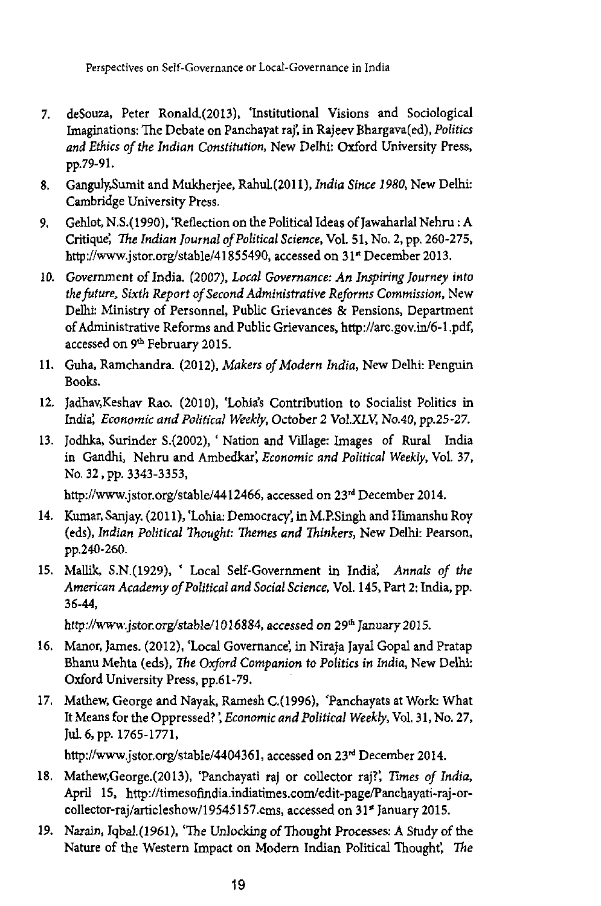7. deSouza, Peter Ronald.(2013), 'Institutional Visions and Sociological Imaginations: The Debate on Panchayat raj', in Rajeev Bhargava(ed), *Politics and Ethics of the Indian Constitution*, New Delhi: Oxford University Press, pp.79-91.
8. Ganguly,Sumit and Mukherjee, Rahul.(2011), *India Since 1980*, New Delhi: Cambridge University Press.
9. Gehlot, N.S.(1990), 'Reflection on the Political Ideas of Jawaharlal Nehru : A Critique', *The Indian Journal of Political Science*, Vol. 51, No. 2, pp. 260-275, http://www.jstor.org/stable/41855490, accessed on 31st December 2013.
10. Government of India. (2007), *Local Governance: An Inspiring Journey into the future, Sixth Report of Second Administrative Reforms Commission*, New Delhi: Ministry of Personnel, Public Grievances & Pensions, Department of Administrative Reforms and Public Grievances, http://arc.gov.in/6-1.pdf, accessed on 9th February 2015.
11. Guha, Ramchandra. (2012), *Makers of Modern India*, New Delhi: Penguin Books.
12. Jadhav,Keshav Rao. (2010), 'Lohia's Contribution to Socialist Politics in India', *Economic and Political Weekly*, October 2 Vol.XLV, No.40, pp.25-27.
13. Jodhka, Surinder S.(2002), ' Nation and Village: Images of Rural India in Gandhi, Nehru and Ambedkar', *Economic and Political Weekly*, Vol. 37, No. 32 , pp. 3343-3353,

    http://www.jstor.org/stable/4412466, accessed on 23rd December 2014.
14. Kumar, Sanjay. (2011), 'Lohia: Democracy', in M.P.Singh and Himanshu Roy (eds), *Indian Political Thought: Themes and Thinkers*, New Delhi: Pearson, pp.240-260.
15. Mallik, S.N.(1929), ' Local Self-Government in India', *Annals of the American Academy of Political and Social Science*, Vol. 145, Part 2: India, pp. 36-44,

    http://www.jstor.org/stable/1016884, accessed on 29th January 2015.
16. Manor, James. (2012), 'Local Governance', in Niraja Jayal Gopal and Pratap Bhanu Mehta (eds), *The Oxford Companion to Politics in India*, New Delhi: Oxford University Press, pp.61-79.
17. Mathew, George and Nayak, Ramesh C.(1996), 'Panchayats at Work: What It Means for the Oppressed? ', *Economic and Political Weekly*, Vol. 31, No. 27, Jul. 6, pp. 1765-1771,

    http://www.jstor.org/stable/4404361, accessed on 23rd December 2014.
18. Mathew,George.(2013), 'Panchayati raj or collector raj?', *Times of India*, April 15, http://timesofindia.indiatimes.com/edit-page/Panchayati-raj-or-collector-raj/articleshow/19545157.cms, accessed on 31st January 2015.
19. Narain, Iqbal.(1961), 'The Unlocking of Thought Processes: A Study of the Nature of the Western Impact on Modern Indian Political Thought', *The*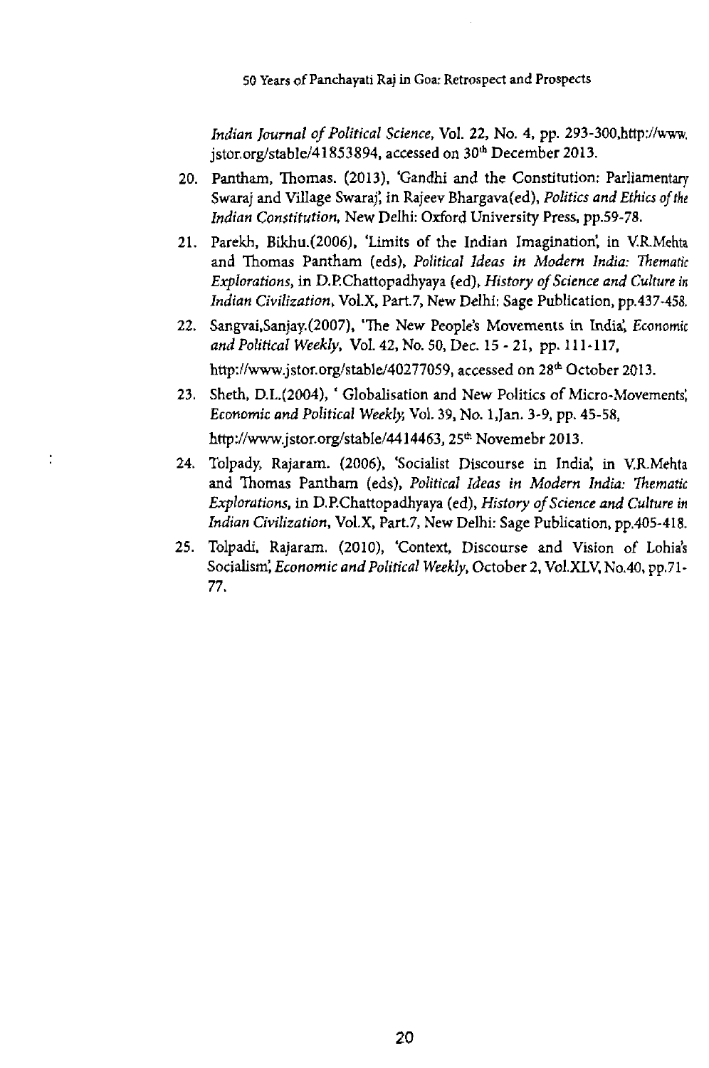*Indian Journal of Political Science*, Vol. 22, No. 4, pp. 293-300,http://www.jstor.org/stable/41853894, accessed on 30th December 2013.

20. Pantham, Thomas. (2013), 'Gandhi and the Constitution: Parliamentary Swaraj and Village Swaraj', in Rajeev Bhargava(ed), *Politics and Ethics of the Indian Constitution*, New Delhi: Oxford University Press, pp.59-78.

21. Parekh, Bikhu.(2006), 'Limits of the Indian Imagination', in V.R.Mehta and Thomas Pantham (eds), *Political Ideas in Modern India: Thematic Explorations*, in D.P.Chattopadhyaya (ed), *History of Science and Culture in Indian Civilization*, Vol.X, Part.7, New Delhi: Sage Publication, pp.437-458.

22. Sangvai,Sanjay.(2007), 'The New People's Movements in India', *Economic and Political Weekly*, Vol. 42, No. 50, Dec. 15 - 21, pp. 111-117, http://www.jstor.org/stable/40277059, accessed on 28th October 2013.

23. Sheth, D.L.(2004), ' Globalisation and New Politics of Micro-Movements', *Economic and Political Weekly*, Vol. 39, No. 1,Jan. 3-9, pp. 45-58, http://www.jstor.org/stable/4414463, 25th Novemebr 2013.

24. Tolpady, Rajaram. (2006), 'Socialist Discourse in India', in V.R.Mehta and Thomas Pantham (eds), *Political Ideas in Modern India: Thematic Explorations*, in D.P.Chattopadhyaya (ed), *History of Science and Culture in Indian Civilization*, Vol.X, Part.7, New Delhi: Sage Publication, pp.405-418.

25. Tolpadi, Rajaram. (2010), 'Context, Discourse and Vision of Lohia's Socialism', *Economic and Political Weekly*, October 2, Vol.XLV, No.40, pp.71-77.